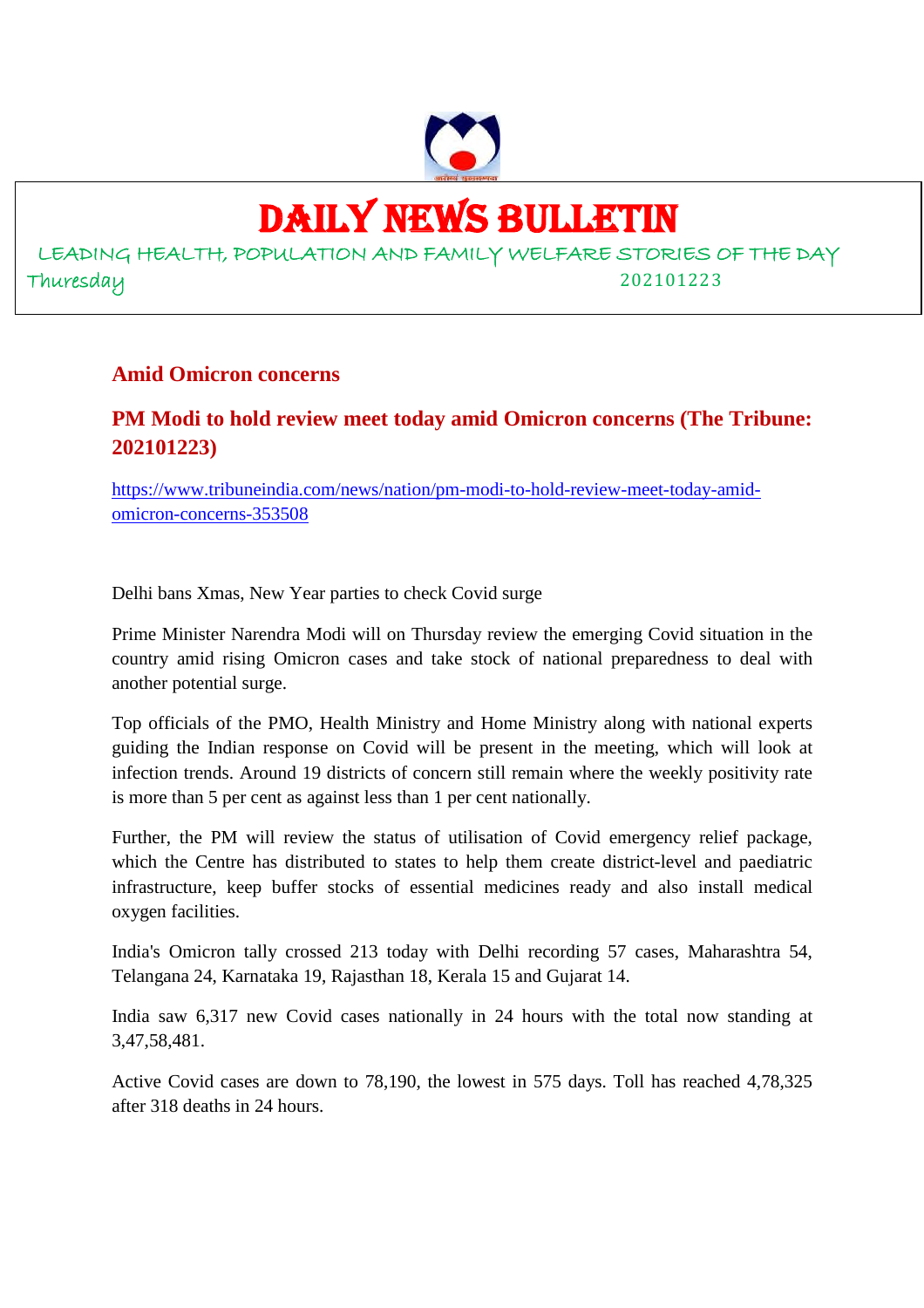# DAILY NEWS BULLETIN

LEADING HEALTH, POPULATION AND FAMILY WELFARE STORIES OF THE DAY

Thuresday 202101223

## Amid Omicron concerns

### PM Modi to hold review meet today amid Omicron concerns (The Tribune: 202101223)

https://www.tribuneindia.com/news/nation/pm-modi-to-hold-review-meet-today-amid-omicron-concerns-353508

Delhi bans Xmas, New Year parties to check Covid surge

Prime Minister Narendra Modi will on Thursday review the emerging Covid situation in the country amid rising Omicron cases and take stock of national preparedness to deal with another potential surge.

Top officials of the PMO, Health Ministry and Home Ministry along with national experts guiding the Indian response on Covid will be present in the meeting, which will look at infection trends. Around 19 districts of concern still remain where the weekly positivity rate is more than 5 per cent as against less than 1 per cent nationally.

Further, the PM will review the status of utilisation of Covid emergency relief package, which the Centre has distributed to states to help them create district-level and paediatric infrastructure, keep buffer stocks of essential medicines ready and also install medical oxygen facilities.

India's Omicron tally crossed 213 today with Delhi recording 57 cases, Maharashtra 54, Telangana 24, Karnataka 19, Rajasthan 18, Kerala 15 and Gujarat 14.

India saw 6,317 new Covid cases nationally in 24 hours with the total now standing at 3,47,58,481.

Active Covid cases are down to 78,190, the lowest in 575 days. Toll has reached 4,78,325 after 318 deaths in 24 hours.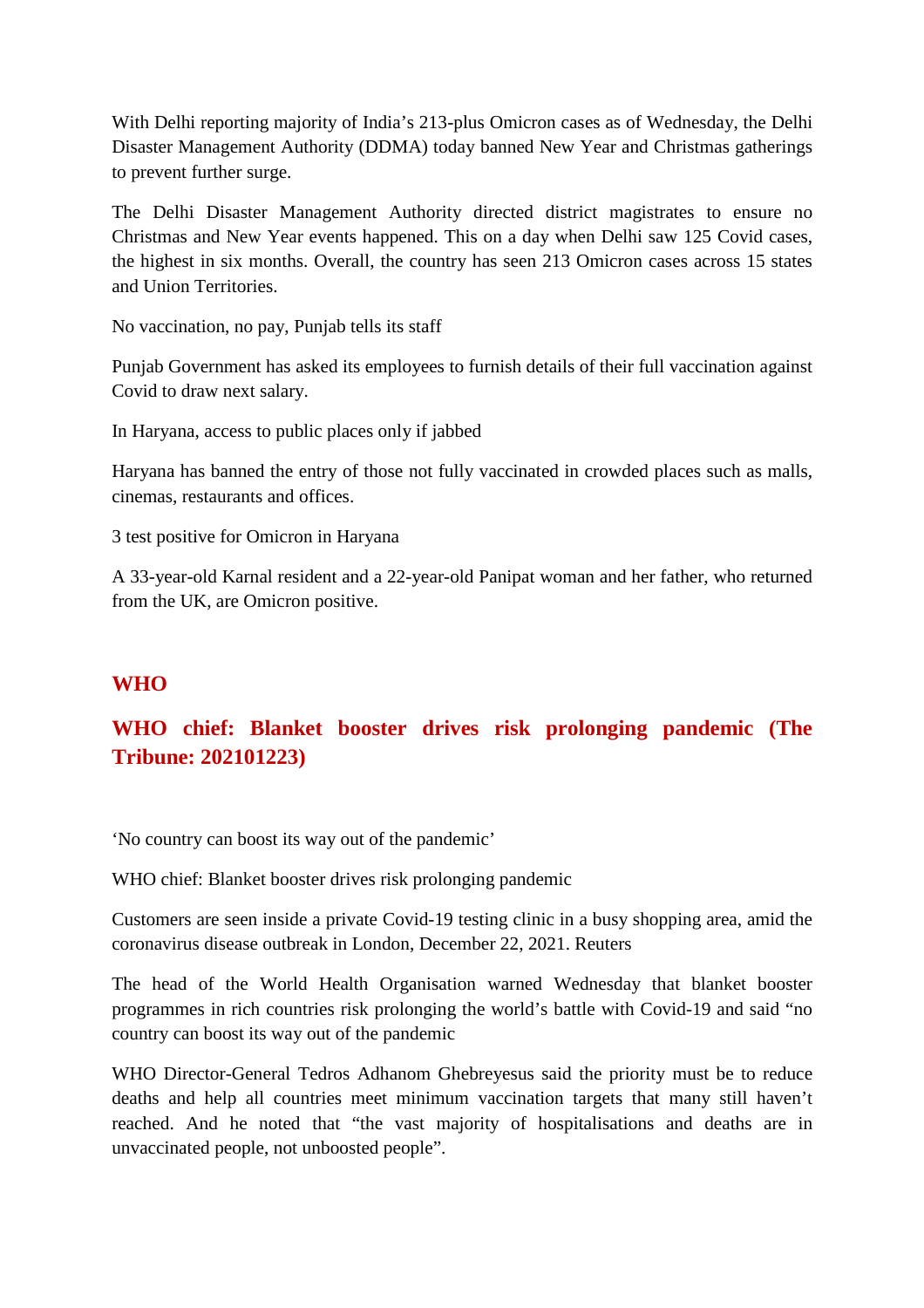With Delhi reporting majority of India’s 213-plus Omicron cases as of Wednesday, the Delhi Disaster Management Authority (DDMA) today banned New Year and Christmas gatherings to prevent further surge.

The Delhi Disaster Management Authority directed district magistrates to ensure no Christmas and New Year events happened. This on a day when Delhi saw 125 Covid cases, the highest in six months. Overall, the country has seen 213 Omicron cases across 15 states and Union Territories.

No vaccination, no pay, Punjab tells its staff

Punjab Government has asked its employees to furnish details of their full vaccination against Covid to draw next salary.

In Haryana, access to public places only if jabbed

Haryana has banned the entry of those not fully vaccinated in crowded places such as malls, cinemas, restaurants and offices.

3 test positive for Omicron in Haryana

A 33-year-old Karnal resident and a 22-year-old Panipat woman and her father, who returned from the UK, are Omicron positive.

## WHO

### WHO chief: Blanket booster drives risk prolonging pandemic (The Tribune: 202101223)

‘No country can boost its way out of the pandemic’

WHO chief: Blanket booster drives risk prolonging pandemic

Customers are seen inside a private Covid-19 testing clinic in a busy shopping area, amid the coronavirus disease outbreak in London, December 22, 2021. Reuters

The head of the World Health Organisation warned Wednesday that blanket booster programmes in rich countries risk prolonging the world’s battle with Covid-19 and said “no country can boost its way out of the pandemic

WHO Director-General Tedros Adhanom Ghebreyesus said the priority must be to reduce deaths and help all countries meet minimum vaccination targets that many still haven’t reached. And he noted that “the vast majority of hospitalisations and deaths are in unvaccinated people, not unboosted people”.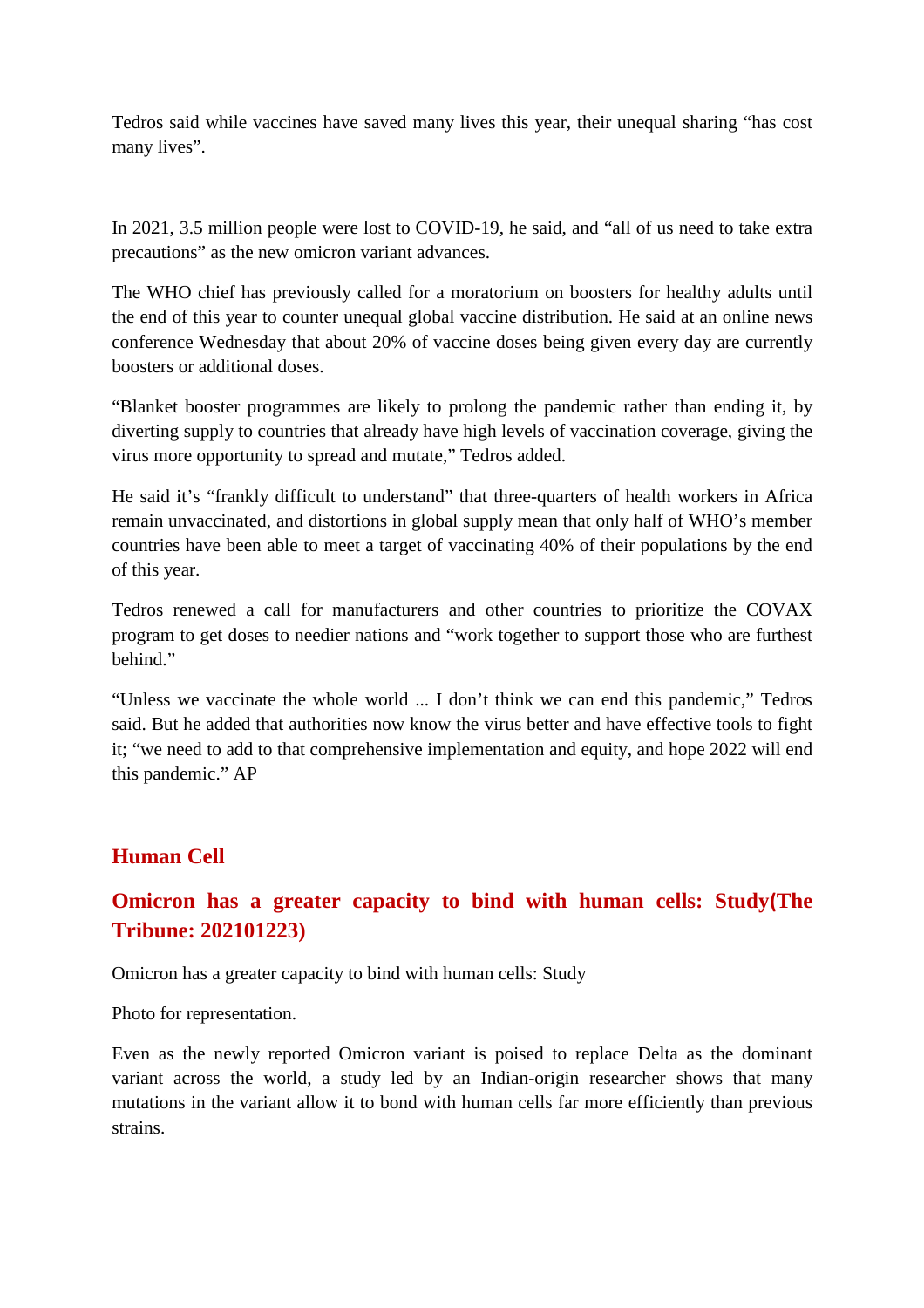Tedros said while vaccines have saved many lives this year, their unequal sharing “has cost many lives”.

In 2021, 3.5 million people were lost to COVID-19, he said, and “all of us need to take extra precautions” as the new omicron variant advances.

The WHO chief has previously called for a moratorium on boosters for healthy adults until the end of this year to counter unequal global vaccine distribution. He said at an online news conference Wednesday that about 20% of vaccine doses being given every day are currently boosters or additional doses.

“Blanket booster programmes are likely to prolong the pandemic rather than ending it, by diverting supply to countries that already have high levels of vaccination coverage, giving the virus more opportunity to spread and mutate,” Tedros added.

He said it’s “frankly difficult to understand” that three-quarters of health workers in Africa remain unvaccinated, and distortions in global supply mean that only half of WHO’s member countries have been able to meet a target of vaccinating 40% of their populations by the end of this year.

Tedros renewed a call for manufacturers and other countries to prioritize the COVAX program to get doses to needier nations and “work together to support those who are furthest behind.”

“Unless we vaccinate the whole world ... I don’t think we can end this pandemic,” Tedros said. But he added that authorities now know the virus better and have effective tools to fight it; “we need to add to that comprehensive implementation and equity, and hope 2022 will end this pandemic.” AP

## Human Cell

## Omicron has a greater capacity to bind with human cells: Study(The Tribune: 202101223)

Omicron has a greater capacity to bind with human cells: Study

Photo for representation.

Even as the newly reported Omicron variant is poised to replace Delta as the dominant variant across the world, a study led by an Indian-origin researcher shows that many mutations in the variant allow it to bond with human cells far more efficiently than previous strains.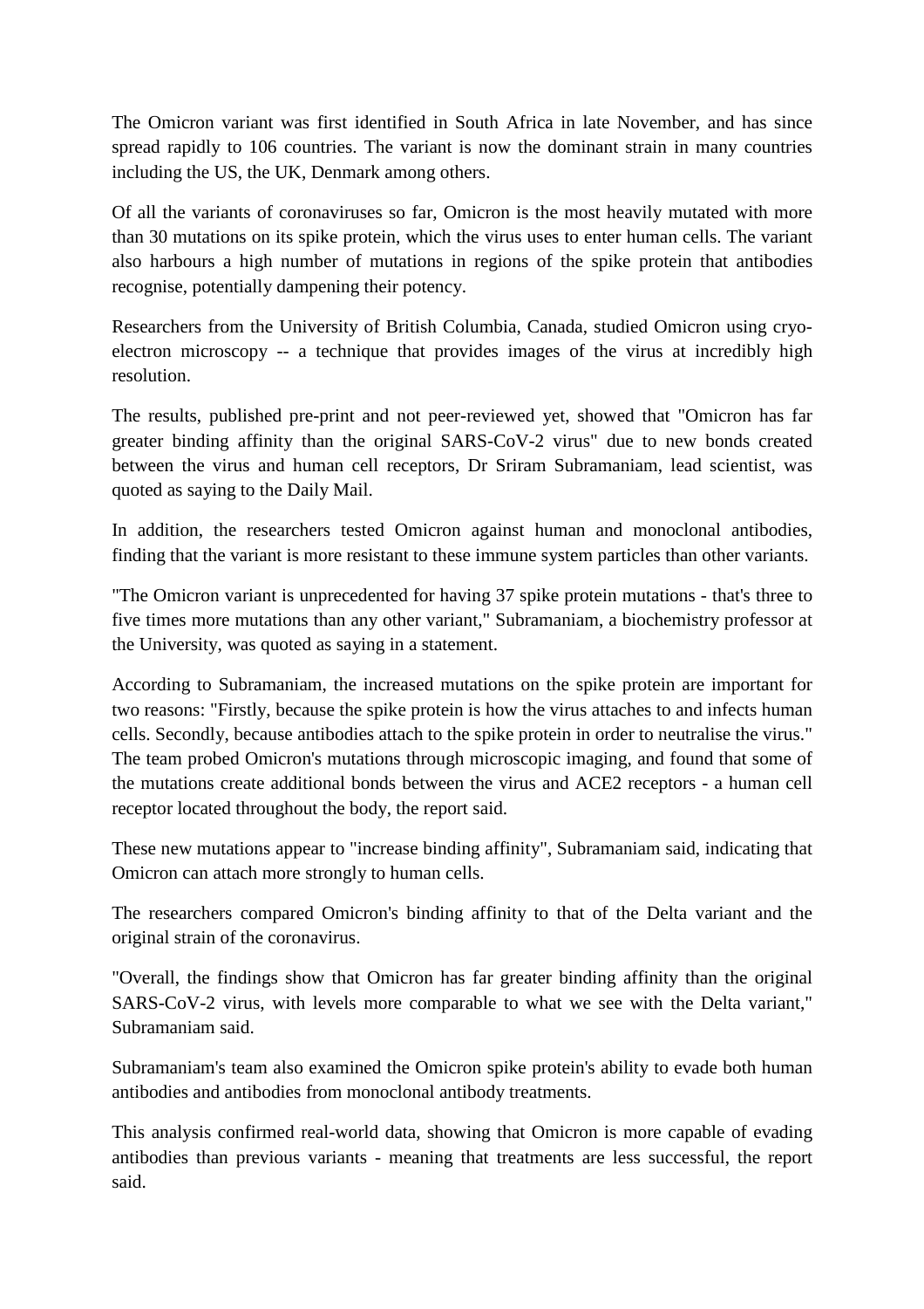The Omicron variant was first identified in South Africa in late November, and has since spread rapidly to 106 countries. The variant is now the dominant strain in many countries including the US, the UK, Denmark among others.

Of all the variants of coronaviruses so far, Omicron is the most heavily mutated with more than 30 mutations on its spike protein, which the virus uses to enter human cells. The variant also harbours a high number of mutations in regions of the spike protein that antibodies recognise, potentially dampening their potency.

Researchers from the University of British Columbia, Canada, studied Omicron using cryo-electron microscopy -- a technique that provides images of the virus at incredibly high resolution.

The results, published pre-print and not peer-reviewed yet, showed that "Omicron has far greater binding affinity than the original SARS-CoV-2 virus" due to new bonds created between the virus and human cell receptors, Dr Sriram Subramaniam, lead scientist, was quoted as saying to the Daily Mail.

In addition, the researchers tested Omicron against human and monoclonal antibodies, finding that the variant is more resistant to these immune system particles than other variants.

"The Omicron variant is unprecedented for having 37 spike protein mutations - that's three to five times more mutations than any other variant," Subramaniam, a biochemistry professor at the University, was quoted as saying in a statement.

According to Subramaniam, the increased mutations on the spike protein are important for two reasons: "Firstly, because the spike protein is how the virus attaches to and infects human cells. Secondly, because antibodies attach to the spike protein in order to neutralise the virus." The team probed Omicron's mutations through microscopic imaging, and found that some of the mutations create additional bonds between the virus and ACE2 receptors - a human cell receptor located throughout the body, the report said.

These new mutations appear to "increase binding affinity", Subramaniam said, indicating that Omicron can attach more strongly to human cells.

The researchers compared Omicron's binding affinity to that of the Delta variant and the original strain of the coronavirus.

"Overall, the findings show that Omicron has far greater binding affinity than the original SARS-CoV-2 virus, with levels more comparable to what we see with the Delta variant," Subramaniam said.

Subramaniam's team also examined the Omicron spike protein's ability to evade both human antibodies and antibodies from monoclonal antibody treatments.

This analysis confirmed real-world data, showing that Omicron is more capable of evading antibodies than previous variants - meaning that treatments are less successful, the report said.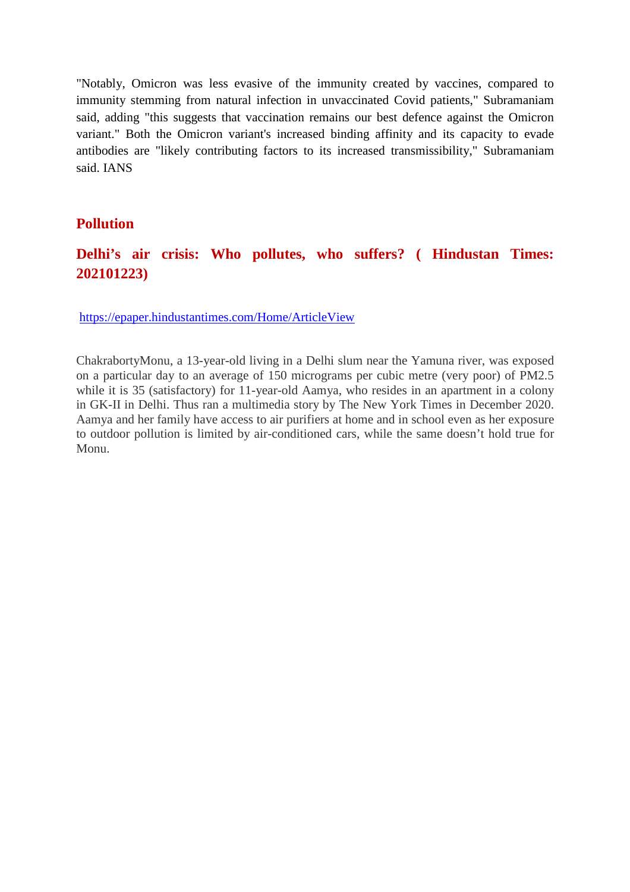"Notably, Omicron was less evasive of the immunity created by vaccines, compared to immunity stemming from natural infection in unvaccinated Covid patients," Subramaniam said, adding "this suggests that vaccination remains our best defence against the Omicron variant." Both the Omicron variant's increased binding affinity and its capacity to evade antibodies are "likely contributing factors to its increased transmissibility," Subramaniam said. IANS

## Pollution

### Delhi's air crisis: Who pollutes, who suffers? ( Hindustan Times: 202101223)

https://epaper.hindustantimes.com/Home/ArticleView

ChakrabortyMonu, a 13-year-old living in a Delhi slum near the Yamuna river, was exposed on a particular day to an average of 150 micrograms per cubic metre (very poor) of PM2.5 while it is 35 (satisfactory) for 11-year-old Aamya, who resides in an apartment in a colony in GK-II in Delhi. Thus ran a multimedia story by The New York Times in December 2020. Aamya and her family have access to air purifiers at home and in school even as her exposure to outdoor pollution is limited by air-conditioned cars, while the same doesn't hold true for Monu.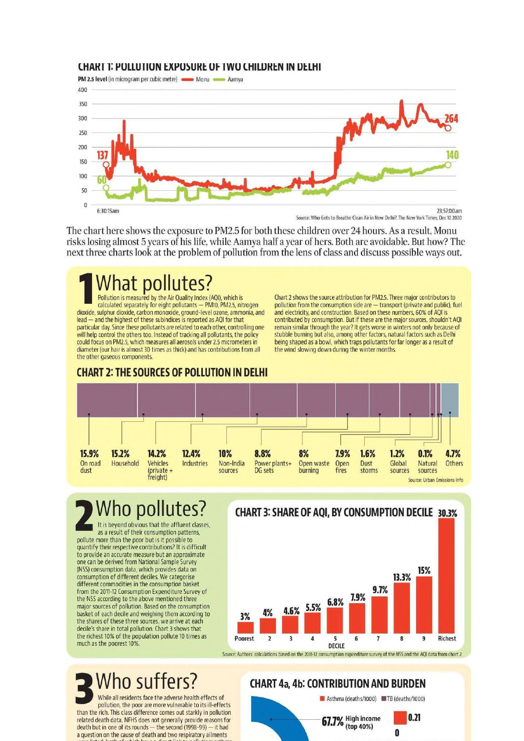## CHART 1: POLLUTION EXPOSURE OF TWO CHILDREN IN DELHI

PM 2.5 level (in microgram per cubic metre) — Monu — Aamya

Monu: 137 (6:30:15am) → 264 (23:57:00am)
Aamya: 60 (6:30:15am) → 140 (23:57:00am)

Source: Who Gets to Breathe Clean Air in New Delhi? The New York Times, Dec 17, 2020

The chart here shows the exposure to PM2.5 for both these children over 24 hours. As a result, Monu risks losing almost 5 years of his life, while Aamya half a year of hers. Both are avoidable. But how? The next three charts look at the problem of pollution from the lens of class and discuss possible ways out.

# 1 What pollutes?

Pollution is measured by the Air Quality Index (AQI), which is calculated separately for eight pollutants — PM10, PM2.5, nitrogen dioxide, sulphur dioxide, carbon monoxide, ground-level ozone, ammonia, and lead — and the highest of these subindices is reported as AQI for that particular day. Since these pollutants are related to each other, controlling one will help control the others too. Instead of tracking all pollutants, the policy could focus on PM2.5, which measures all aerosols under 2.5 micrometers in diameter (our hair is almost 30 times as thick) and has contributions from all the other gaseous components.

Chart 2 shows the source attribution for PM2.5. Three major contributors to pollution from the consumption side are — transport (private and public), fuel and electricity, and construction. Based on these numbers, 60% of AQI is contributed by consumption. But if these are the major sources, shouldn't AQI remain similar through the year? It gets worse in winters not only because of stubble burning but also, among other factors, natural factors such as Delhi being shaped as a bowl, which traps pollutants for far longer as a result of the wind slowing down during the winter months.

## CHART 2: THE SOURCES OF POLLUTION IN DELHI

| Source | Share |
|---|---|
| On road dust | 15.9% |
| Household | 15.2% |
| Vehicles (private + freight) | 14.2% |
| Industries | 12.4% |
| Non-India sources | 10% |
| Power plants+ DG sets | 8.8% |
| Open waste burning | 8% |
| Open fires | 7.9% |
| Dust storms | 1.6% |
| Global sources | 1.2% |
| Natural sources | 0.1% |
| Others | 4.7% |

Source: Urban Emissions Info

# 2 Who pollutes?

It is beyond obvious that the affluent classes, as a result of their consumption patterns, pollute more than the poor but is it possible to quantify their respective contributions? It is difficult to provide an accurate measure but an approximate one can be derived from National Sample Survey (NSS) consumption data, which provides data on consumption of different deciles. We categorise different commodities in the consumption basket from the 2011-12 Consumption Expenditure Survey of the NSS according to the above mentioned three major sources of pollution. Based on the consumption basket of each decile and weighing them according to the shares of these three sources, we arrive at each decile's share in total pollution. Chart 3 shows that the richest 10% of the population pollute 10 times as much as the poorest 10%.

## CHART 3: SHARE OF AQI, BY CONSUMPTION DECILE

| Decile | Share of AQI |
|---|---|
| Poorest | 3% |
| 2 | 4% |
| 3 | 4.6% |
| 4 | 5.5% |
| 5 | 6.8% |
| 6 | 7.9% |
| 7 | 9.7% |
| 8 | 13.3% |
| 9 | 15% |
| Richest | 30.3% |

Source: Authors' calculations based on the 2011-12 consumption expenditure survey of the NSS and the AQI data from chart 2

# 3 Who suffers?

While all residents face the adverse health effects of pollution, the poor are more vulnerable to its ill-effects than the rich. This class difference comes out starkly in pollution related death data. NFHS does not generally provide reasons for death but in one of its rounds — the second (1998-99) — it had a question on the cause of death and two respiratory ailments

## CHART 4a, 4b: CONTRIBUTION AND BURDEN

Asthma (deaths/1000) TB (deaths/1000)

67.7% High income (top 40%)

0.21

0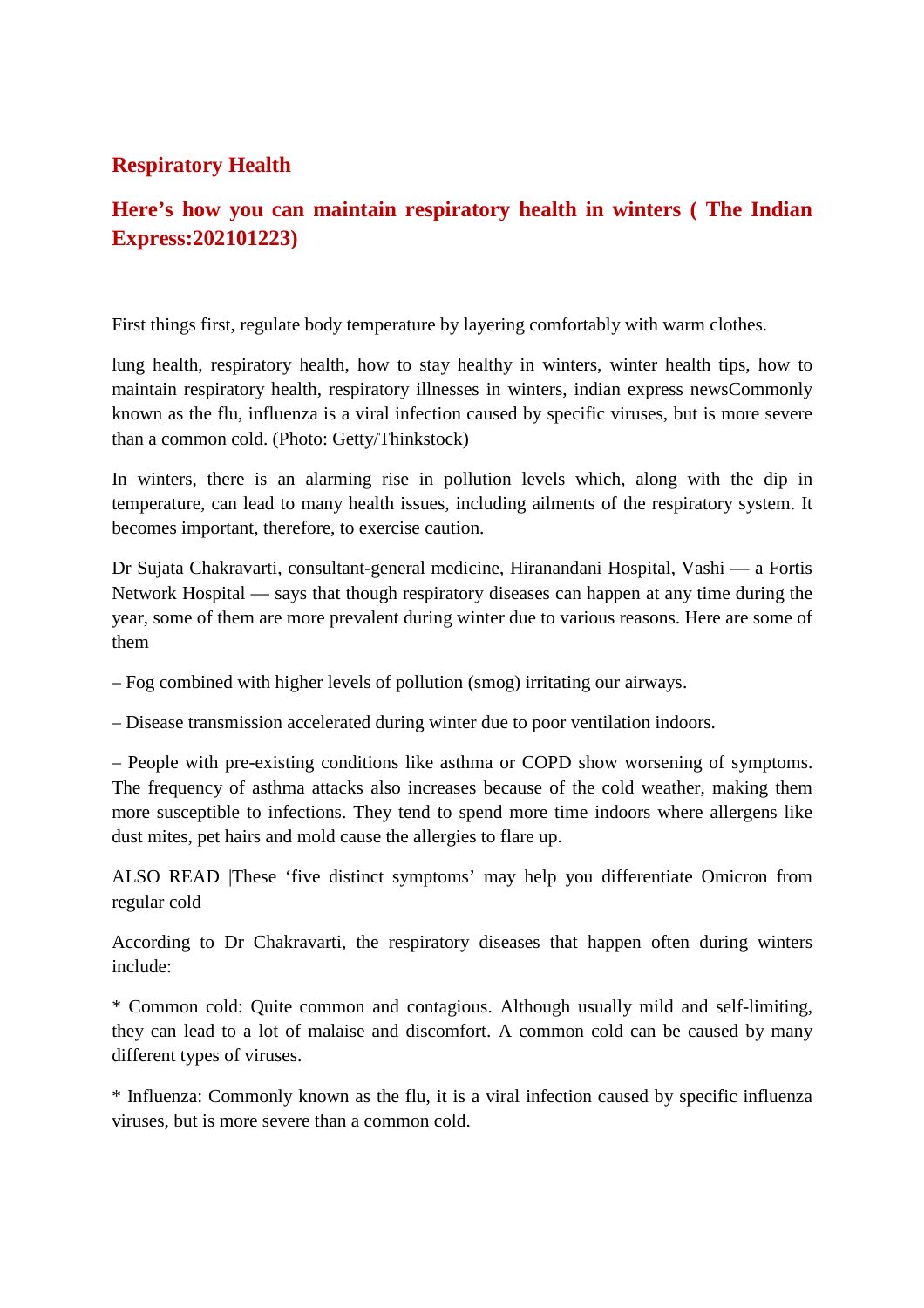## Respiratory Health

## Here's how you can maintain respiratory health in winters ( The Indian Express:202101223)

First things first, regulate body temperature by layering comfortably with warm clothes.

lung health, respiratory health, how to stay healthy in winters, winter health tips, how to maintain respiratory health, respiratory illnesses in winters, indian express newsCommonly known as the flu, influenza is a viral infection caused by specific viruses, but is more severe than a common cold. (Photo: Getty/Thinkstock)

In winters, there is an alarming rise in pollution levels which, along with the dip in temperature, can lead to many health issues, including ailments of the respiratory system. It becomes important, therefore, to exercise caution.

Dr Sujata Chakravarti, consultant-general medicine, Hiranandani Hospital, Vashi — a Fortis Network Hospital — says that though respiratory diseases can happen at any time during the year, some of them are more prevalent during winter due to various reasons. Here are some of them

– Fog combined with higher levels of pollution (smog) irritating our airways.

– Disease transmission accelerated during winter due to poor ventilation indoors.

– People with pre-existing conditions like asthma or COPD show worsening of symptoms. The frequency of asthma attacks also increases because of the cold weather, making them more susceptible to infections. They tend to spend more time indoors where allergens like dust mites, pet hairs and mold cause the allergies to flare up.

ALSO READ |These 'five distinct symptoms' may help you differentiate Omicron from regular cold

According to Dr Chakravarti, the respiratory diseases that happen often during winters include:

* Common cold: Quite common and contagious. Although usually mild and self-limiting, they can lead to a lot of malaise and discomfort. A common cold can be caused by many different types of viruses.

* Influenza: Commonly known as the flu, it is a viral infection caused by specific influenza viruses, but is more severe than a common cold.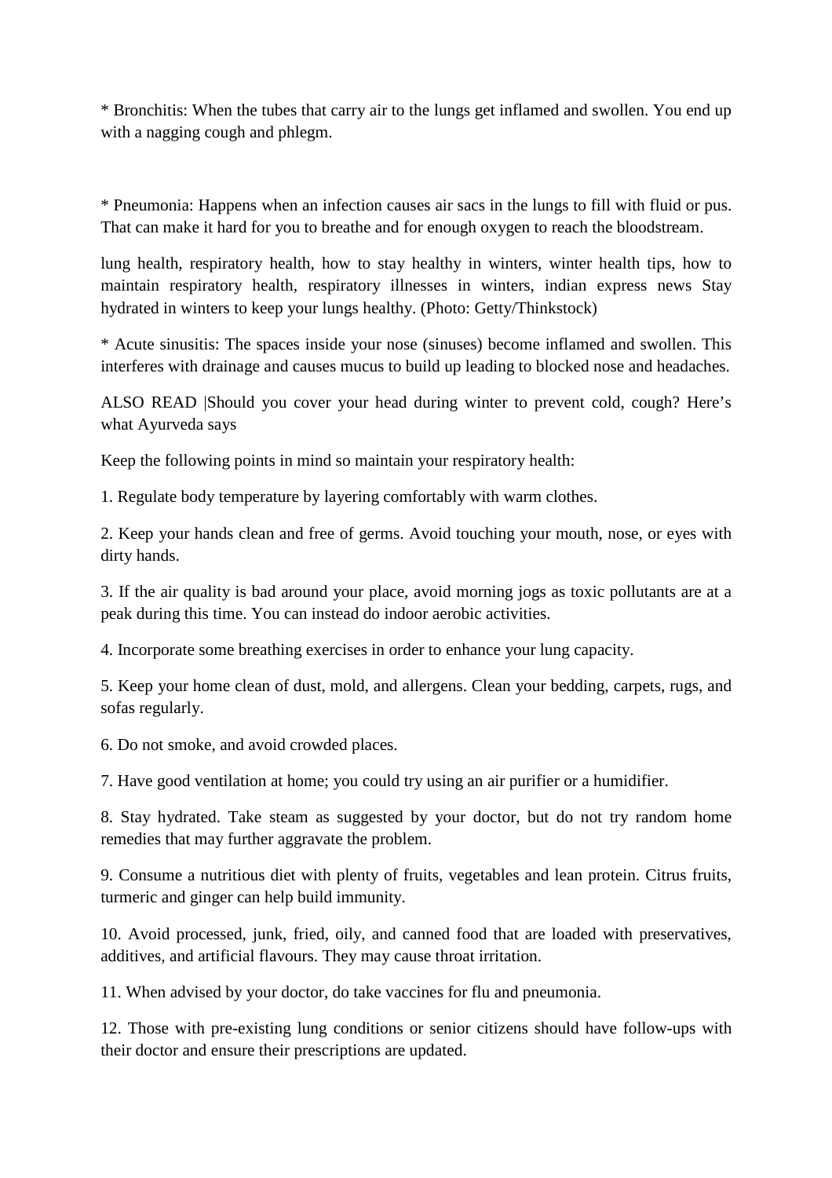* Bronchitis: When the tubes that carry air to the lungs get inflamed and swollen. You end up with a nagging cough and phlegm.

* Pneumonia: Happens when an infection causes air sacs in the lungs to fill with fluid or pus. That can make it hard for you to breathe and for enough oxygen to reach the bloodstream.

lung health, respiratory health, how to stay healthy in winters, winter health tips, how to maintain respiratory health, respiratory illnesses in winters, indian express news Stay hydrated in winters to keep your lungs healthy. (Photo: Getty/Thinkstock)

* Acute sinusitis: The spaces inside your nose (sinuses) become inflamed and swollen. This interferes with drainage and causes mucus to build up leading to blocked nose and headaches.

ALSO READ |Should you cover your head during winter to prevent cold, cough? Here's what Ayurveda says

Keep the following points in mind so maintain your respiratory health:

1. Regulate body temperature by layering comfortably with warm clothes.

2. Keep your hands clean and free of germs. Avoid touching your mouth, nose, or eyes with dirty hands.

3. If the air quality is bad around your place, avoid morning jogs as toxic pollutants are at a peak during this time. You can instead do indoor aerobic activities.

4. Incorporate some breathing exercises in order to enhance your lung capacity.

5. Keep your home clean of dust, mold, and allergens. Clean your bedding, carpets, rugs, and sofas regularly.

6. Do not smoke, and avoid crowded places.

7. Have good ventilation at home; you could try using an air purifier or a humidifier.

8. Stay hydrated. Take steam as suggested by your doctor, but do not try random home remedies that may further aggravate the problem.

9. Consume a nutritious diet with plenty of fruits, vegetables and lean protein. Citrus fruits, turmeric and ginger can help build immunity.

10. Avoid processed, junk, fried, oily, and canned food that are loaded with preservatives, additives, and artificial flavours. They may cause throat irritation.

11. When advised by your doctor, do take vaccines for flu and pneumonia.

12. Those with pre-existing lung conditions or senior citizens should have follow-ups with their doctor and ensure their prescriptions are updated.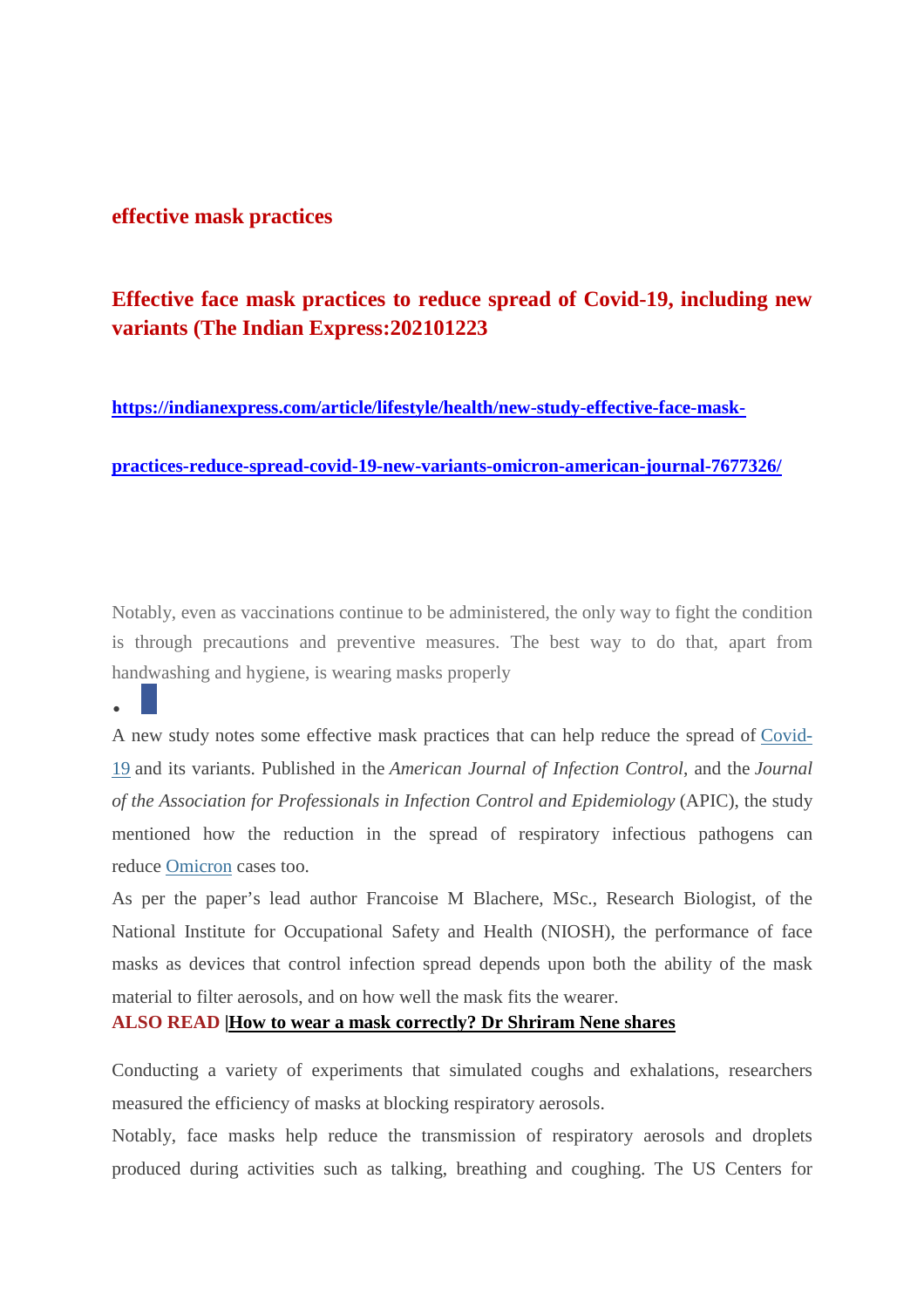## effective mask practices

## Effective face mask practices to reduce spread of Covid-19, including new variants (The Indian Express:202101223

**https://indianexpress.com/article/lifestyle/health/new-study-effective-face-mask-**

**practices-reduce-spread-covid-19-new-variants-omicron-american-journal-7677326/**

Notably, even as vaccinations continue to be administered, the only way to fight the condition is through precautions and preventive measures. The best way to do that, apart from handwashing and hygiene, is wearing masks properly

•

A new study notes some effective mask practices that can help reduce the spread of Covid-19 and its variants. Published in the *American Journal of Infection Control*, and the *Journal of the Association for Professionals in Infection Control and Epidemiology* (APIC), the study mentioned how the reduction in the spread of respiratory infectious pathogens can reduce Omicron cases too.

As per the paper's lead author Francoise M Blachere, MSc., Research Biologist, of the National Institute for Occupational Safety and Health (NIOSH), the performance of face masks as devices that control infection spread depends upon both the ability of the mask material to filter aerosols, and on how well the mask fits the wearer.

**ALSO READ |How to wear a mask correctly? Dr Shriram Nene shares**

Conducting a variety of experiments that simulated coughs and exhalations, researchers measured the efficiency of masks at blocking respiratory aerosols.

Notably, face masks help reduce the transmission of respiratory aerosols and droplets produced during activities such as talking, breathing and coughing. The US Centers for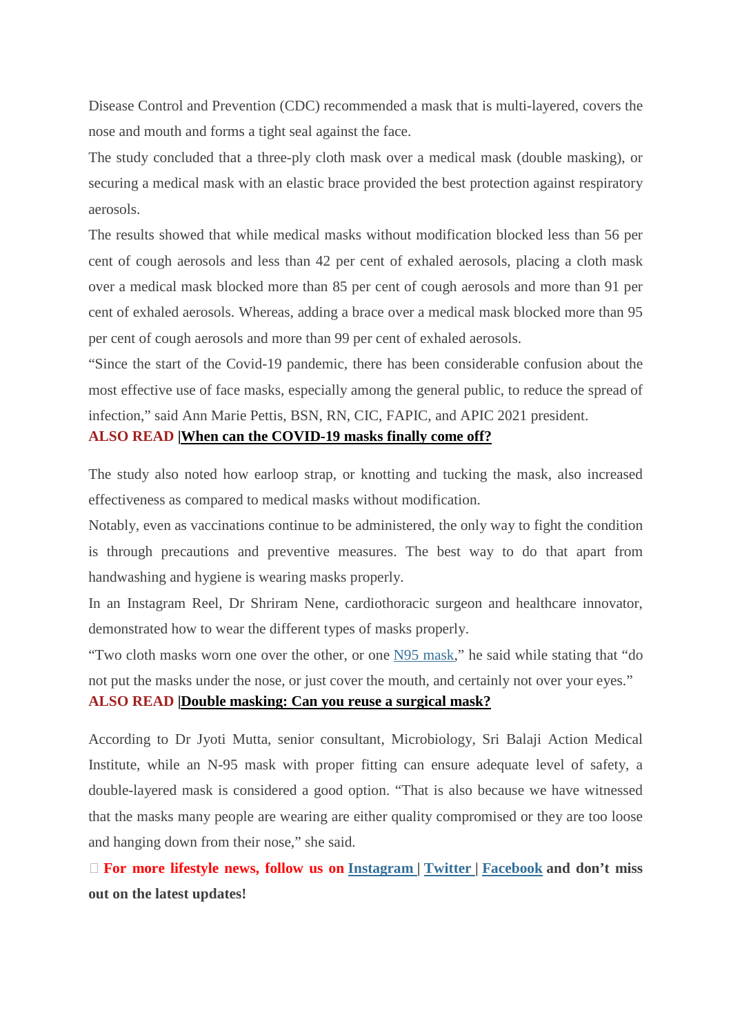Disease Control and Prevention (CDC) recommended a mask that is multi-layered, covers the nose and mouth and forms a tight seal against the face.

The study concluded that a three-ply cloth mask over a medical mask (double masking), or securing a medical mask with an elastic brace provided the best protection against respiratory aerosols.

The results showed that while medical masks without modification blocked less than 56 per cent of cough aerosols and less than 42 per cent of exhaled aerosols, placing a cloth mask over a medical mask blocked more than 85 per cent of cough aerosols and more than 91 per cent of exhaled aerosols. Whereas, adding a brace over a medical mask blocked more than 95 per cent of cough aerosols and more than 99 per cent of exhaled aerosols.

"Since the start of the Covid-19 pandemic, there has been considerable confusion about the most effective use of face masks, especially among the general public, to reduce the spread of infection," said Ann Marie Pettis, BSN, RN, CIC, FAPIC, and APIC 2021 president.

**ALSO READ |When can the COVID-19 masks finally come off?**

The study also noted how earloop strap, or knotting and tucking the mask, also increased effectiveness as compared to medical masks without modification.

Notably, even as vaccinations continue to be administered, the only way to fight the condition is through precautions and preventive measures. The best way to do that apart from handwashing and hygiene is wearing masks properly.

In an Instagram Reel, Dr Shriram Nene, cardiothoracic surgeon and healthcare innovator, demonstrated how to wear the different types of masks properly.

"Two cloth masks worn one over the other, or one N95 mask," he said while stating that "do not put the masks under the nose, or just cover the mouth, and certainly not over your eyes."

**ALSO READ |Double masking: Can you reuse a surgical mask?**

According to Dr Jyoti Mutta, senior consultant, Microbiology, Sri Balaji Action Medical Institute, while an N-95 mask with proper fitting can ensure adequate level of safety, a double-layered mask is considered a good option. "That is also because we have witnessed that the masks many people are wearing are either quality compromised or they are too loose and hanging down from their nose," she said.

**For more lifestyle news, follow us on Instagram | Twitter | Facebook and don't miss out on the latest updates!**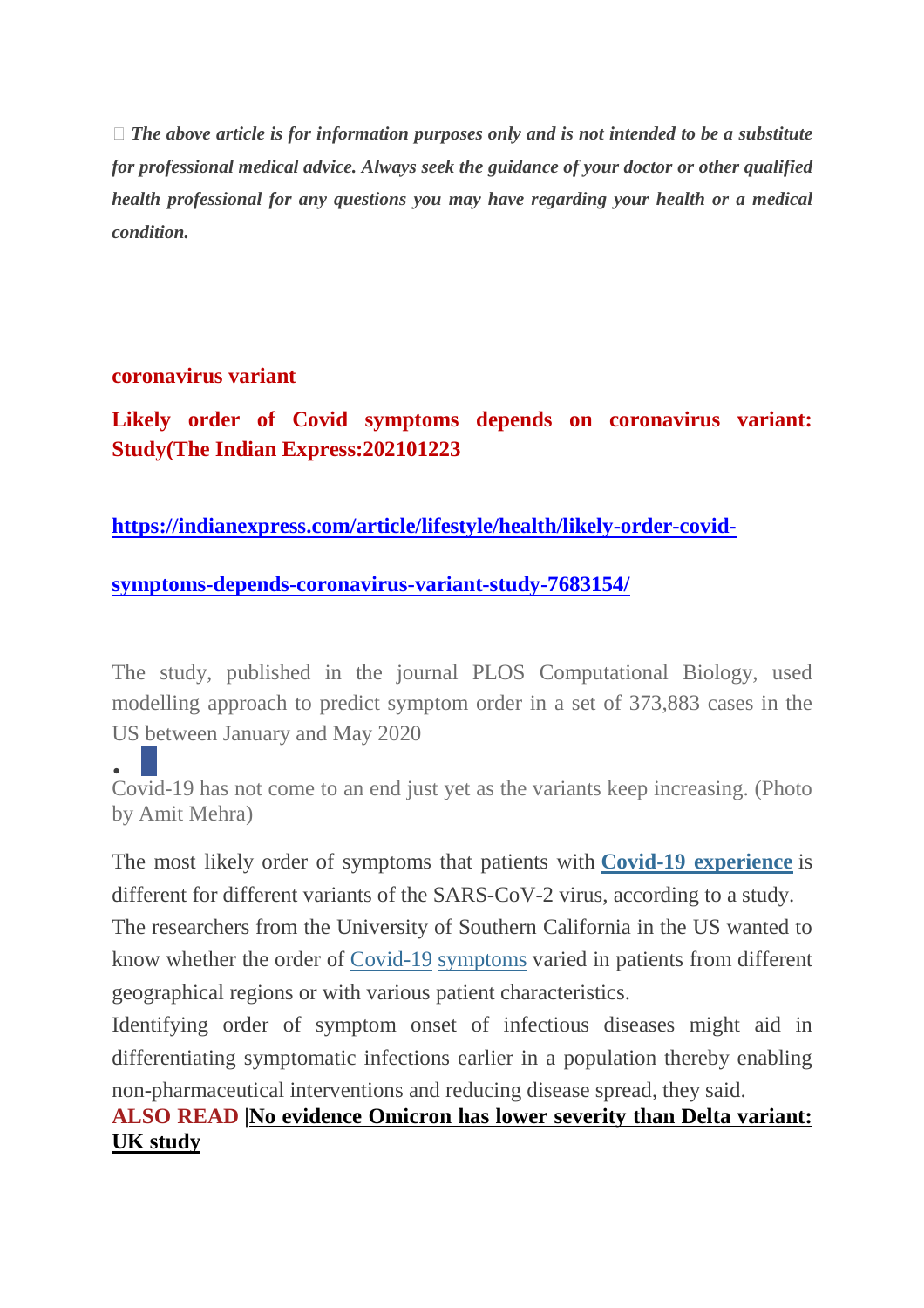***The above article is for information purposes only and is not intended to be a substitute for professional medical advice. Always seek the guidance of your doctor or other qualified health professional for any questions you may have regarding your health or a medical condition.***

**coronavirus variant**

## Likely order of Covid symptoms depends on coronavirus variant: Study(The Indian Express:202101223

**https://indianexpress.com/article/lifestyle/health/likely-order-covid-symptoms-depends-coronavirus-variant-study-7683154/**

The study, published in the journal PLOS Computational Biology, used modelling approach to predict symptom order in a set of 373,883 cases in the US between January and May 2020

- Covid-19 has not come to an end just yet as the variants keep increasing. (Photo by Amit Mehra)

The most likely order of symptoms that patients with **Covid-19 experience** is different for different variants of the SARS-CoV-2 virus, according to a study.

The researchers from the University of Southern California in the US wanted to know whether the order of Covid-19 symptoms varied in patients from different geographical regions or with various patient characteristics.

Identifying order of symptom onset of infectious diseases might aid in differentiating symptomatic infections earlier in a population thereby enabling non-pharmaceutical interventions and reducing disease spread, they said.

**ALSO READ |No evidence Omicron has lower severity than Delta variant: UK study**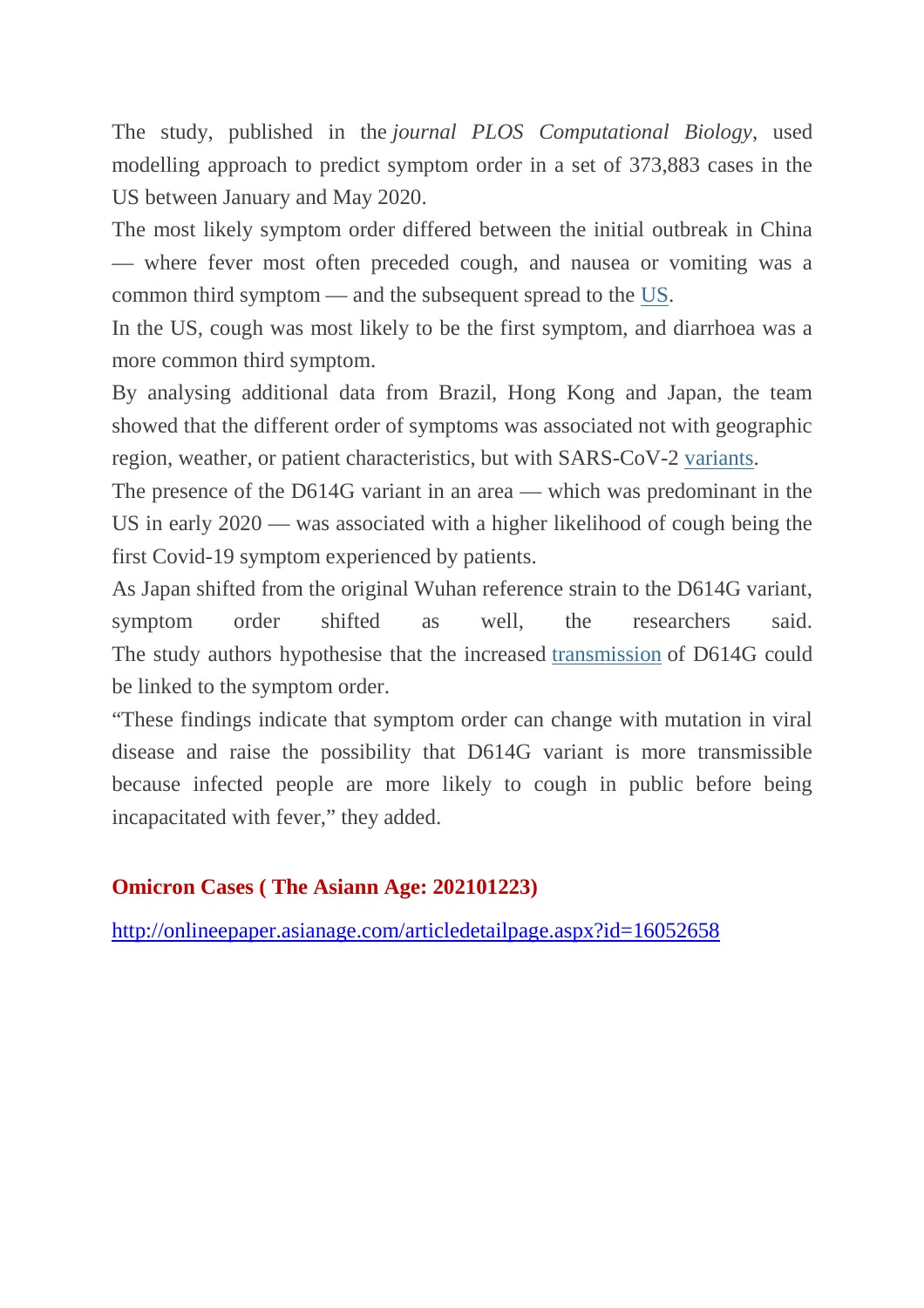The study, published in the *journal PLOS Computational Biology*, used modelling approach to predict symptom order in a set of 373,883 cases in the US between January and May 2020.

The most likely symptom order differed between the initial outbreak in China — where fever most often preceded cough, and nausea or vomiting was a common third symptom — and the subsequent spread to the [US](#).

In the US, cough was most likely to be the first symptom, and diarrhoea was a more common third symptom.

By analysing additional data from Brazil, Hong Kong and Japan, the team showed that the different order of symptoms was associated not with geographic region, weather, or patient characteristics, but with SARS-CoV-2 [variants](#).

The presence of the D614G variant in an area — which was predominant in the US in early 2020 — was associated with a higher likelihood of cough being the first Covid-19 symptom experienced by patients.

As Japan shifted from the original Wuhan reference strain to the D614G variant, symptom order shifted as well, the researchers said.

The study authors hypothesise that the increased [transmission](#) of D614G could be linked to the symptom order.

"These findings indicate that symptom order can change with mutation in viral disease and raise the possibility that D614G variant is more transmissible because infected people are more likely to cough in public before being incapacitated with fever," they added.

**Omicron Cases ( The Asiann Age: 202101223)**

http://onlineepaper.asianage.com/articledetailpage.aspx?id=16052658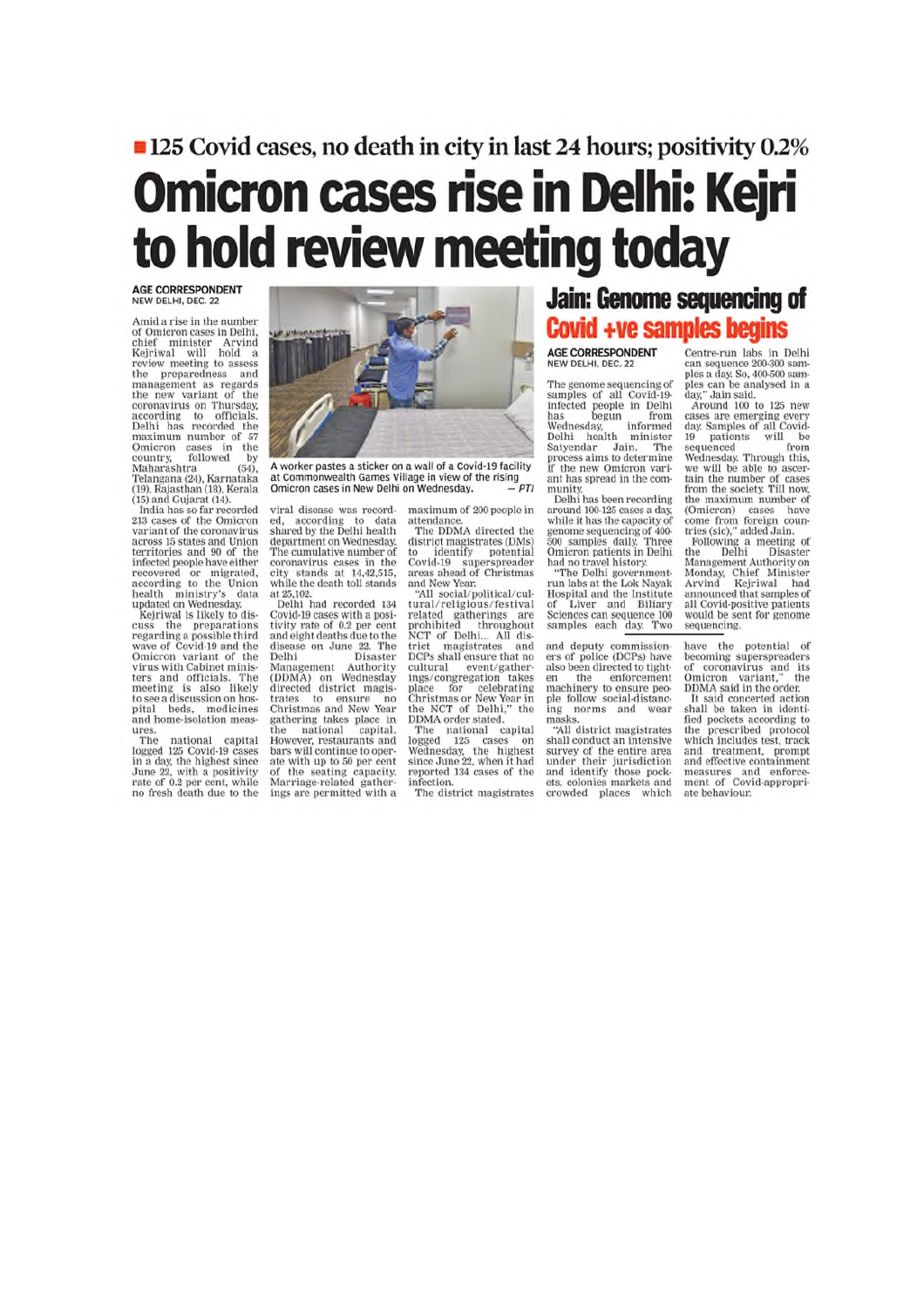**125 Covid cases, no death in city in last 24 hours; positivity 0.2%**

# Omicron cases rise in Delhi: Kejri to hold review meeting today

AGE CORRESPONDENT
NEW DELHI, DEC. 22

Amid a rise in the number of Omicron cases in Delhi, chief minister Arvind Kejriwal will hold a review meeting to assess the preparedness and management as regards the new variant of the coronavirus on Thursday, according to officials. Delhi has recorded the maximum number of 57 Omicron cases in the country, followed by Maharashtra (54), Telangana (24), Karnataka (19), Rajasthan (18), Kerala (15) and Gujarat (14).

India has so far recorded 213 cases of the Omicron variant of the coronavirus across 15 states and Union territories and 90 of the infected people have either recovered or migrated, according to the Union health ministry's data updated on Wednesday.

Kejriwal is likely to discuss the preparations regarding a possible third wave of Covid-19 and the Omicron variant of the virus with Cabinet ministers and officials. The meeting is also likely to see a discussion on hospital beds, medicines and home-isolation measures.

The national capital logged 125 Covid-19 cases in a day, the highest since June 22, with a positivity rate of 0.2 per cent, while no fresh death due to the viral disease was recorded, according to data shared by the Delhi health department on Wednesday. The cumulative number of coronavirus cases in the city stands at 14,42,515, while the death toll stands at 25,102.

Delhi had recorded 134 Covid-19 cases with a positivity rate of 0.2 per cent and eight deaths due to the disease on June 22. The Delhi Disaster Management Authority (DDMA) on Wednesday directed district magistrates to ensure no Christmas and New Year gathering takes place in the national capital. However, restaurants and bars will continue to operate with up to 50 per cent of the seating capacity. Marriage-related gatherings are permitted with a maximum of 200 people in attendance.

A worker pastes a sticker on a wall of a Covid-19 facility at Commonwealth Games Village in view of the rising Omicron cases in New Delhi on Wednesday. — PTI

The DDMA directed the district magistrates (DMs) to identify potential Covid-19 superspreader areas ahead of Christmas and New Year.

"All social/political/cultural/religious/festival related gatherings are prohibited throughout NCT of Delhi... All district magistrates and DCPs shall ensure that no cultural event/gatherings/congregation takes place for celebrating Christmas or New Year in the NCT of Delhi," the DDMA order stated.

The national capital logged 125 cases on Wednesday, the highest since June 22, when it had reported 134 cases of the infection.

The district magistrates and deputy commissioners of police (DCPs) have also been directed to tighten the enforcement machinery to ensure people follow social-distancing norms and wear masks.

"All district magistrates shall conduct an intensive survey of the entire area under their jurisdiction and identify those pockets, colonies markets and crowded places which have the potential of becoming superspreaders of coronavirus and its Omicron variant," the DDMA said in the order.

It said concerted action shall be taken in identified pockets according to the prescribed protocol which includes test, track and treatment, prompt and effective containment measures and enforcement of Covid-appropriate behaviour.

## Jain: Genome sequencing of Covid +ve samples begins

AGE CORRESPONDENT
NEW DELHI, DEC. 22

The genome sequencing of samples of all Covid-19-infected people in Delhi has begun from Wednesday, informed Delhi health minister Satyendar Jain. The process aims to determine if the new Omicron variant has spread in the community.

Delhi has been recording around 100-125 cases a day, while it has the capacity of genome sequencing of 400-500 samples daily. Three Omicron patients in Delhi had no travel history.

"The Delhi government-run labs at the Lok Nayak Hospital and the Institute of Liver and Biliary Sciences can sequence 100 samples each day. Two Centre-run labs in Delhi can sequence 200-300 samples a day. So, 400-500 samples can be analysed in a day," Jain said.

Around 100 to 125 new cases are emerging every day. Samples of all Covid-19 patients will be sequenced from Wednesday. Through this, we will be able to ascertain the number of cases from the society. Till now, the maximum number of (Omicron) cases have come from foreign countries (sic)," added Jain.

Following a meeting of the Delhi Disaster Management Authority on Monday, Chief Minister Arvind Kejriwal had announced that samples of all Covid-positive patients would be sent for genome sequencing.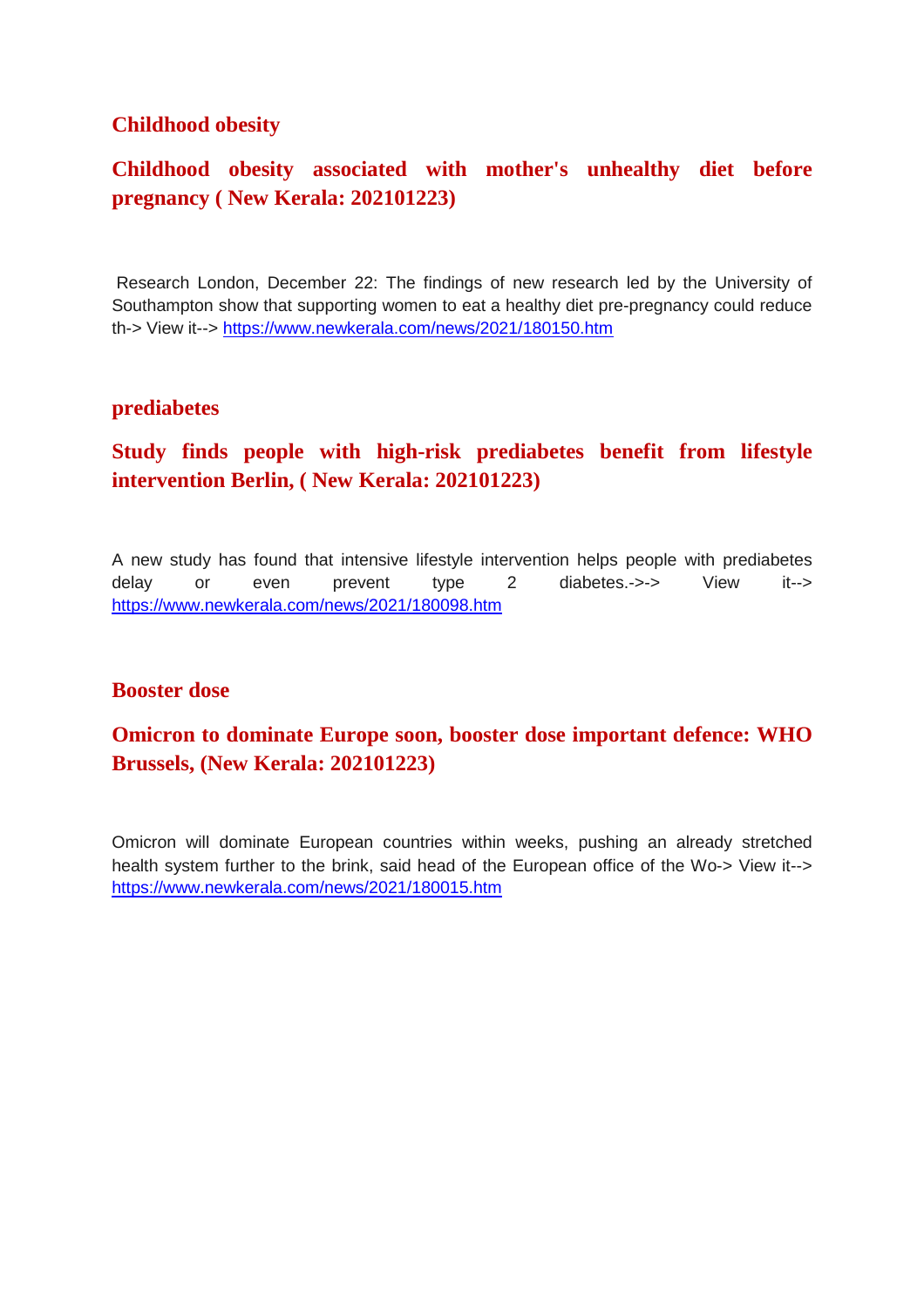## Childhood obesity

### Childhood obesity associated with mother's unhealthy diet before pregnancy ( New Kerala: 202101223)

Research London, December 22: The findings of new research led by the University of Southampton show that supporting women to eat a healthy diet pre-pregnancy could reduce th-> View it--> https://www.newkerala.com/news/2021/180150.htm

## prediabetes

### Study finds people with high-risk prediabetes benefit from lifestyle intervention Berlin, ( New Kerala: 202101223)

A new study has found that intensive lifestyle intervention helps people with prediabetes delay or even prevent type 2 diabetes.->-> View it--> https://www.newkerala.com/news/2021/180098.htm

## Booster dose

### Omicron to dominate Europe soon, booster dose important defence: WHO Brussels, (New Kerala: 202101223)

Omicron will dominate European countries within weeks, pushing an already stretched health system further to the brink, said head of the European office of the Wo-> View it--> https://www.newkerala.com/news/2021/180015.htm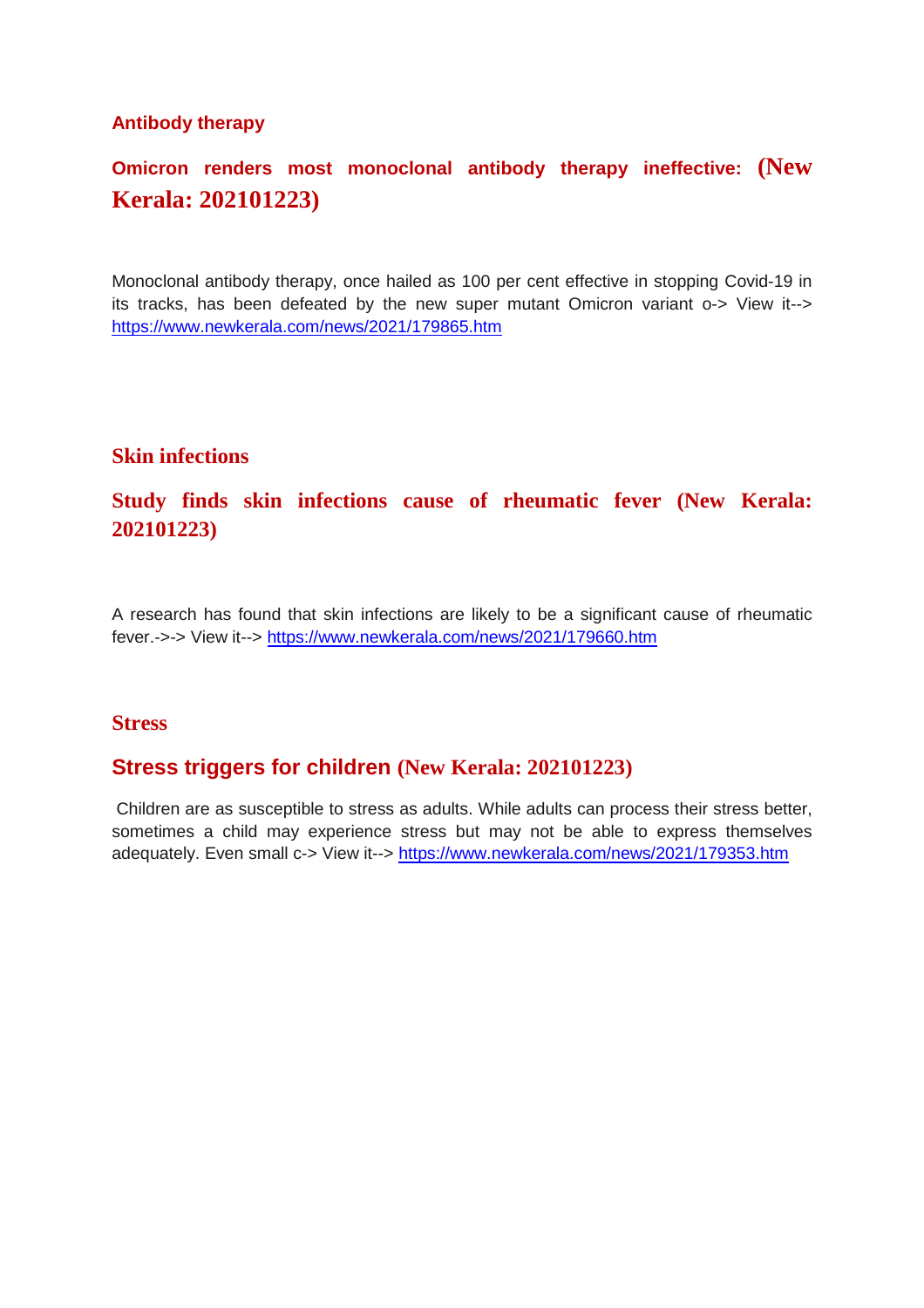### Antibody therapy

## Omicron renders most monoclonal antibody therapy ineffective: (New Kerala: 202101223)

Monoclonal antibody therapy, once hailed as 100 per cent effective in stopping Covid-19 in its tracks, has been defeated by the new super mutant Omicron variant o-> View it--> https://www.newkerala.com/news/2021/179865.htm

### Skin infections

## Study finds skin infections cause of rheumatic fever (New Kerala: 202101223)

A research has found that skin infections are likely to be a significant cause of rheumatic fever.->-> View it--> https://www.newkerala.com/news/2021/179660.htm

### Stress

## Stress triggers for children (New Kerala: 202101223)

Children are as susceptible to stress as adults. While adults can process their stress better, sometimes a child may experience stress but may not be able to express themselves adequately. Even small c-> View it--> https://www.newkerala.com/news/2021/179353.htm